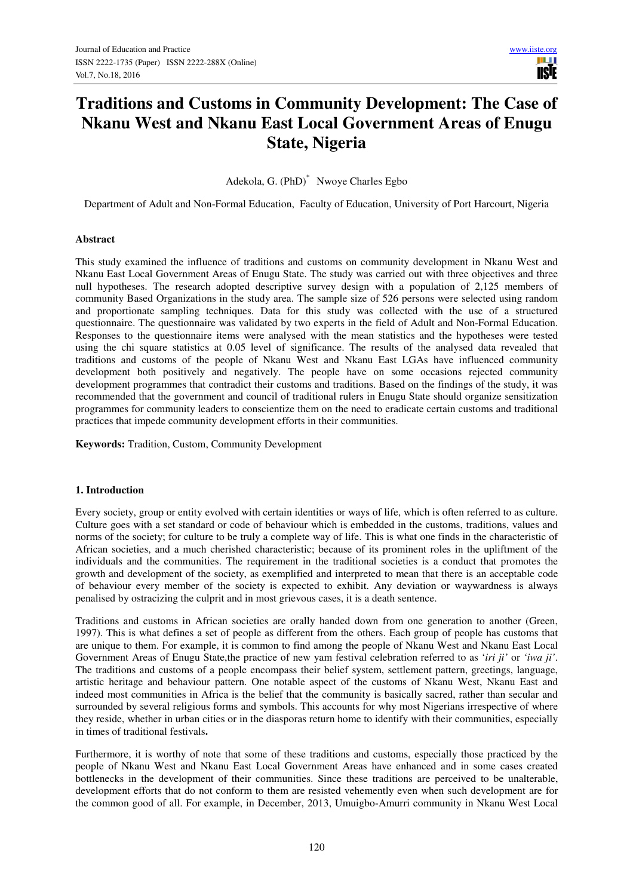# Traditions and Customs in Community Development: The Case of Nkanu West and Nkanu East Local Government Areas of Enugu State, Nigeria

Adekola, G. (PhD)[*] Nwoye Charles Egbo

Department of Adult and Non-Formal Education, Faculty of Education, University of Port Harcourt, Nigeria

## Abstract

This study examined the influence of traditions and customs on community development in Nkanu West and Nkanu East Local Government Areas of Enugu State. The study was carried out with three objectives and three null hypotheses. The research adopted descriptive survey design with a population of 2,125 members of community Based Organizations in the study area. The sample size of 526 persons were selected using random and proportionate sampling techniques. Data for this study was collected with the use of a structured questionnaire. The questionnaire was validated by two experts in the field of Adult and Non-Formal Education. Responses to the questionnaire items were analysed with the mean statistics and the hypotheses were tested using the chi square statistics at 0.05 level of significance. The results of the analysed data revealed that traditions and customs of the people of Nkanu West and Nkanu East LGAs have influenced community development both positively and negatively. The people have on some occasions rejected community development programmes that contradict their customs and traditions. Based on the findings of the study, it was recommended that the government and council of traditional rulers in Enugu State should organize sensitization programmes for community leaders to conscientize them on the need to eradicate certain customs and traditional practices that impede community development efforts in their communities.

**Keywords:** Tradition, Custom, Community Development

## 1. Introduction

Every society, group or entity evolved with certain identities or ways of life, which is often referred to as culture. Culture goes with a set standard or code of behaviour which is embedded in the customs, traditions, values and norms of the society; for culture to be truly a complete way of life. This is what one finds in the characteristic of African societies, and a much cherished characteristic; because of its prominent roles in the upliftment of the individuals and the communities. The requirement in the traditional societies is a conduct that promotes the growth and development of the society, as exemplified and interpreted to mean that there is an acceptable code of behaviour every member of the society is expected to exhibit. Any deviation or waywardness is always penalised by ostracizing the culprit and in most grievous cases, it is a death sentence.

Traditions and customs in African societies are orally handed down from one generation to another (Green, 1997). This is what defines a set of people as different from the others. Each group of people has customs that are unique to them. For example, it is common to find among the people of Nkanu West and Nkanu East Local Government Areas of Enugu State,the practice of new yam festival celebration referred to as '*iri ji'* or *'iwa ji'*. The traditions and customs of a people encompass their belief system, settlement pattern, greetings, language, artistic heritage and behaviour pattern. One notable aspect of the customs of Nkanu West, Nkanu East and indeed most communities in Africa is the belief that the community is basically sacred, rather than secular and surrounded by several religious forms and symbols. This accounts for why most Nigerians irrespective of where they reside, whether in urban cities or in the diasporas return home to identify with their communities, especially in times of traditional festivals**.**

Furthermore, it is worthy of note that some of these traditions and customs, especially those practiced by the people of Nkanu West and Nkanu East Local Government Areas have enhanced and in some cases created bottlenecks in the development of their communities. Since these traditions are perceived to be unalterable, development efforts that do not conform to them are resisted vehemently even when such development are for the common good of all. For example, in December, 2013, Umuigbo-Amurri community in Nkanu West Local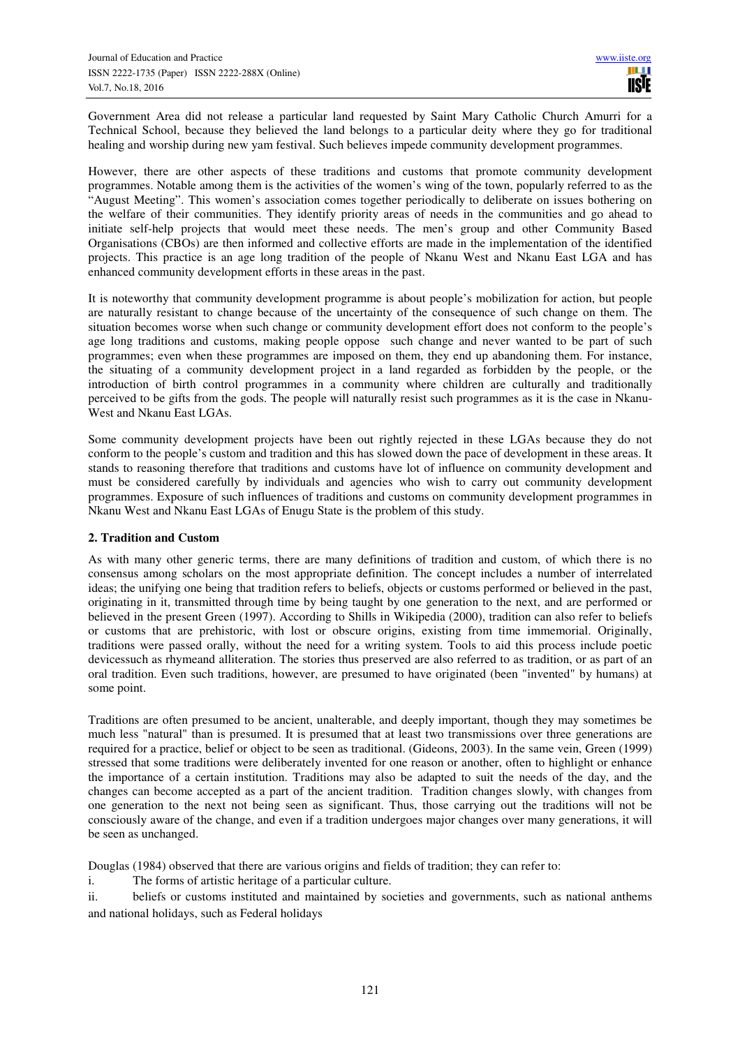Government Area did not release a particular land requested by Saint Mary Catholic Church Amurri for a Technical School, because they believed the land belongs to a particular deity where they go for traditional healing and worship during new yam festival. Such believes impede community development programmes.

However, there are other aspects of these traditions and customs that promote community development programmes. Notable among them is the activities of the women's wing of the town, popularly referred to as the "August Meeting". This women's association comes together periodically to deliberate on issues bothering on the welfare of their communities. They identify priority areas of needs in the communities and go ahead to initiate self-help projects that would meet these needs. The men's group and other Community Based Organisations (CBOs) are then informed and collective efforts are made in the implementation of the identified projects. This practice is an age long tradition of the people of Nkanu West and Nkanu East LGA and has enhanced community development efforts in these areas in the past.

It is noteworthy that community development programme is about people's mobilization for action, but people are naturally resistant to change because of the uncertainty of the consequence of such change on them. The situation becomes worse when such change or community development effort does not conform to the people's age long traditions and customs, making people oppose such change and never wanted to be part of such programmes; even when these programmes are imposed on them, they end up abandoning them. For instance, the situating of a community development project in a land regarded as forbidden by the people, or the introduction of birth control programmes in a community where children are culturally and traditionally perceived to be gifts from the gods. The people will naturally resist such programmes as it is the case in Nkanu-West and Nkanu East LGAs.

Some community development projects have been out rightly rejected in these LGAs because they do not conform to the people's custom and tradition and this has slowed down the pace of development in these areas. It stands to reasoning therefore that traditions and customs have lot of influence on community development and must be considered carefully by individuals and agencies who wish to carry out community development programmes. Exposure of such influences of traditions and customs on community development programmes in Nkanu West and Nkanu East LGAs of Enugu State is the problem of this study.

## 2. Tradition and Custom

As with many other generic terms, there are many definitions of tradition and custom, of which there is no consensus among scholars on the most appropriate definition. The concept includes a number of interrelated ideas; the unifying one being that tradition refers to beliefs, objects or customs performed or believed in the past, originating in it, transmitted through time by being taught by one generation to the next, and are performed or believed in the present Green (1997). According to Shills in Wikipedia (2000), tradition can also refer to beliefs or customs that are prehistoric, with lost or obscure origins, existing from time immemorial. Originally, traditions were passed orally, without the need for a writing system. Tools to aid this process include poetic devicessuch as rhymeand alliteration. The stories thus preserved are also referred to as tradition, or as part of an oral tradition. Even such traditions, however, are presumed to have originated (been "invented" by humans) at some point.

Traditions are often presumed to be ancient, unalterable, and deeply important, though they may sometimes be much less "natural" than is presumed. It is presumed that at least two transmissions over three generations are required for a practice, belief or object to be seen as traditional. (Gideons, 2003). In the same vein, Green (1999) stressed that some traditions were deliberately invented for one reason or another, often to highlight or enhance the importance of a certain institution. Traditions may also be adapted to suit the needs of the day, and the changes can become accepted as a part of the ancient tradition. Tradition changes slowly, with changes from one generation to the next not being seen as significant. Thus, those carrying out the traditions will not be consciously aware of the change, and even if a tradition undergoes major changes over many generations, it will be seen as unchanged.

Douglas (1984) observed that there are various origins and fields of tradition; they can refer to:

i. The forms of artistic heritage of a particular culture.

ii. beliefs or customs instituted and maintained by societies and governments, such as national anthems and national holidays, such as Federal holidays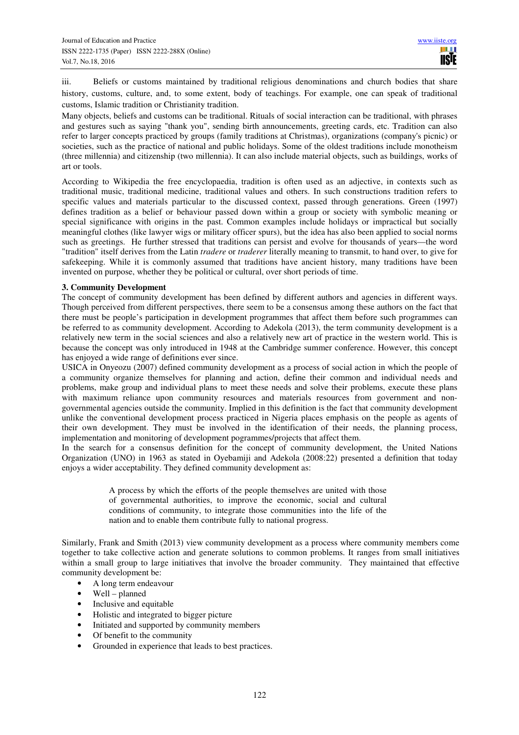iii. Beliefs or customs maintained by traditional religious denominations and church bodies that share history, customs, culture, and, to some extent, body of teachings. For example, one can speak of traditional customs, Islamic tradition or Christianity tradition.

Many objects, beliefs and customs can be traditional. Rituals of social interaction can be traditional, with phrases and gestures such as saying "thank you", sending birth announcements, greeting cards, etc. Tradition can also refer to larger concepts practiced by groups (family traditions at Christmas), organizations (company's picnic) or societies, such as the practice of national and public holidays. Some of the oldest traditions include monotheism (three millennia) and citizenship (two millennia). It can also include material objects, such as buildings, works of art or tools.

According to Wikipedia the free encyclopaedia, tradition is often used as an adjective, in contexts such as traditional music, traditional medicine, traditional values and others. In such constructions tradition refers to specific values and materials particular to the discussed context, passed through generations. Green (1997) defines tradition as a belief or behaviour passed down within a group or society with symbolic meaning or special significance with origins in the past. Common examples include holidays or impractical but socially meaningful clothes (like lawyer wigs or military officer spurs), but the idea has also been applied to social norms such as greetings. He further stressed that traditions can persist and evolve for thousands of years—the word "tradition" itself derives from the Latin *tradere* or *traderer* literally meaning to transmit, to hand over, to give for safekeeping. While it is commonly assumed that traditions have ancient history, many traditions have been invented on purpose, whether they be political or cultural, over short periods of time.

### 3. Community Development

The concept of community development has been defined by different authors and agencies in different ways. Though perceived from different perspectives, there seem to be a consensus among these authors on the fact that there must be people's participation in development programmes that affect them before such programmes can be referred to as community development. According to Adekola (2013), the term community development is a relatively new term in the social sciences and also a relatively new art of practice in the western world. This is because the concept was only introduced in 1948 at the Cambridge summer conference. However, this concept has enjoyed a wide range of definitions ever since.

USICA in Onyeozu (2007) defined community development as a process of social action in which the people of a community organize themselves for planning and action, define their common and individual needs and problems, make group and individual plans to meet these needs and solve their problems, execute these plans with maximum reliance upon community resources and materials resources from government and non-governmental agencies outside the community. Implied in this definition is the fact that community development unlike the conventional development process practiced in Nigeria places emphasis on the people as agents of their own development. They must be involved in the identification of their needs, the planning process, implementation and monitoring of development pogrammes/projects that affect them.

In the search for a consensus definition for the concept of community development, the United Nations Organization (UNO) in 1963 as stated in Oyebamiji and Adekola (2008:22) presented a definition that today enjoys a wider acceptability. They defined community development as:

> A process by which the efforts of the people themselves are united with those of governmental authorities, to improve the economic, social and cultural conditions of community, to integrate those communities into the life of the nation and to enable them contribute fully to national progress.

Similarly, Frank and Smith (2013) view community development as a process where community members come together to take collective action and generate solutions to common problems. It ranges from small initiatives within a small group to large initiatives that involve the broader community. They maintained that effective community development be:

- A long term endeavour
- Well – planned
- Inclusive and equitable
- Holistic and integrated to bigger picture
- Initiated and supported by community members
- Of benefit to the community
- Grounded in experience that leads to best practices.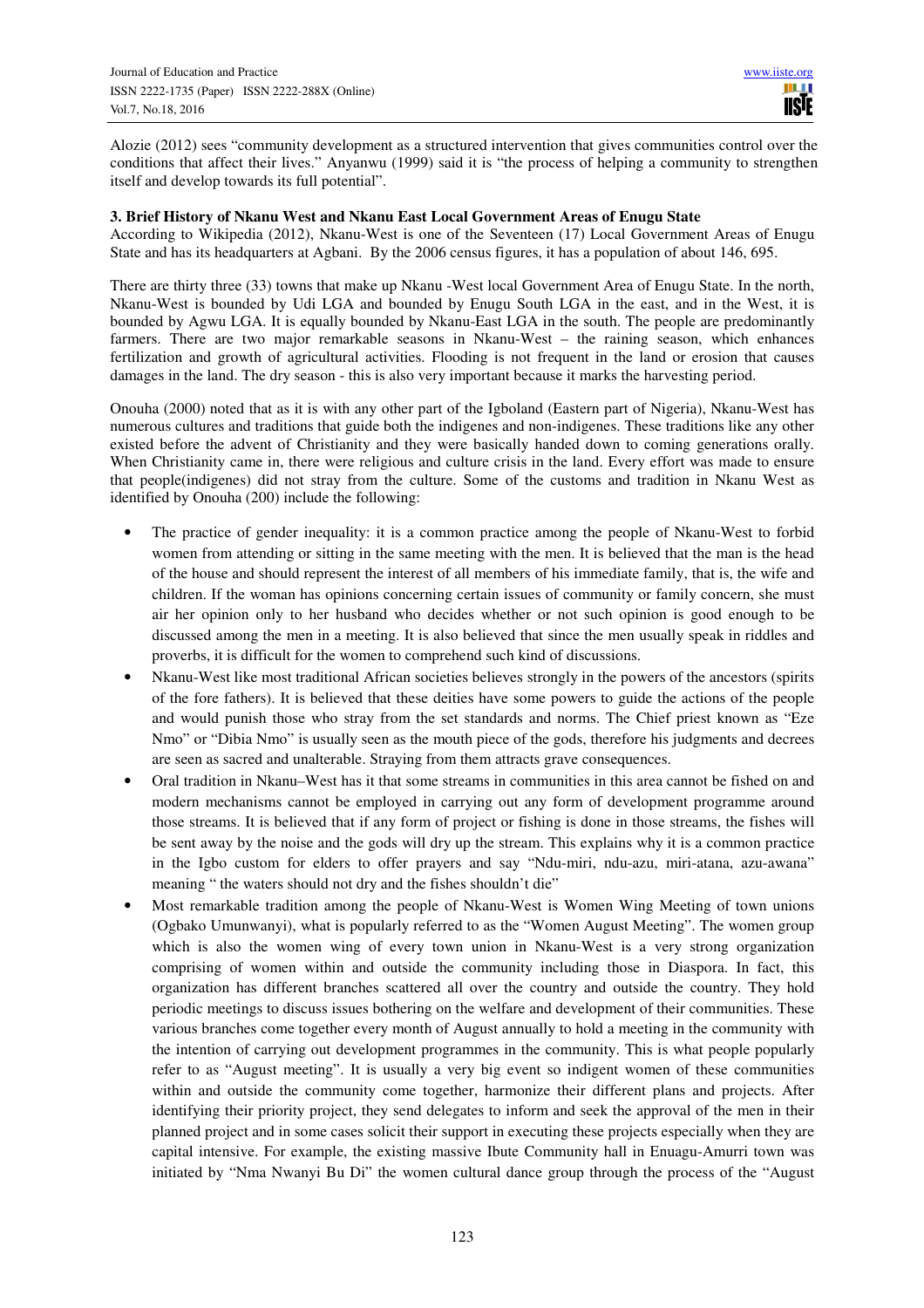Alozie (2012) sees "community development as a structured intervention that gives communities control over the conditions that affect their lives." Anyanwu (1999) said it is "the process of helping a community to strengthen itself and develop towards its full potential".

### 3. Brief History of Nkanu West and Nkanu East Local Government Areas of Enugu State

According to Wikipedia (2012), Nkanu-West is one of the Seventeen (17) Local Government Areas of Enugu State and has its headquarters at Agbani. By the 2006 census figures, it has a population of about 146, 695.

There are thirty three (33) towns that make up Nkanu -West local Government Area of Enugu State. In the north, Nkanu-West is bounded by Udi LGA and bounded by Enugu South LGA in the east, and in the West, it is bounded by Agwu LGA. It is equally bounded by Nkanu-East LGA in the south. The people are predominantly farmers. There are two major remarkable seasons in Nkanu-West – the raining season, which enhances fertilization and growth of agricultural activities. Flooding is not frequent in the land or erosion that causes damages in the land. The dry season - this is also very important because it marks the harvesting period.

Onouha (2000) noted that as it is with any other part of the Igboland (Eastern part of Nigeria), Nkanu-West has numerous cultures and traditions that guide both the indigenes and non-indigenes. These traditions like any other existed before the advent of Christianity and they were basically handed down to coming generations orally. When Christianity came in, there were religious and culture crisis in the land. Every effort was made to ensure that people(indigenes) did not stray from the culture. Some of the customs and tradition in Nkanu West as identified by Onouha (200) include the following:

- The practice of gender inequality: it is a common practice among the people of Nkanu-West to forbid women from attending or sitting in the same meeting with the men. It is believed that the man is the head of the house and should represent the interest of all members of his immediate family, that is, the wife and children. If the woman has opinions concerning certain issues of community or family concern, she must air her opinion only to her husband who decides whether or not such opinion is good enough to be discussed among the men in a meeting. It is also believed that since the men usually speak in riddles and proverbs, it is difficult for the women to comprehend such kind of discussions.
- Nkanu-West like most traditional African societies believes strongly in the powers of the ancestors (spirits of the fore fathers). It is believed that these deities have some powers to guide the actions of the people and would punish those who stray from the set standards and norms. The Chief priest known as "Eze Nmo" or "Dibia Nmo" is usually seen as the mouth piece of the gods, therefore his judgments and decrees are seen as sacred and unalterable. Straying from them attracts grave consequences.
- Oral tradition in Nkanu–West has it that some streams in communities in this area cannot be fished on and modern mechanisms cannot be employed in carrying out any form of development programme around those streams. It is believed that if any form of project or fishing is done in those streams, the fishes will be sent away by the noise and the gods will dry up the stream. This explains why it is a common practice in the Igbo custom for elders to offer prayers and say "Ndu-miri, ndu-azu, miri-atana, azu-awana" meaning " the waters should not dry and the fishes shouldn't die"
- Most remarkable tradition among the people of Nkanu-West is Women Wing Meeting of town unions (Ogbako Umunwanyi), what is popularly referred to as the "Women August Meeting". The women group which is also the women wing of every town union in Nkanu-West is a very strong organization comprising of women within and outside the community including those in Diaspora. In fact, this organization has different branches scattered all over the country and outside the country. They hold periodic meetings to discuss issues bothering on the welfare and development of their communities. These various branches come together every month of August annually to hold a meeting in the community with the intention of carrying out development programmes in the community. This is what people popularly refer to as "August meeting". It is usually a very big event so indigent women of these communities within and outside the community come together, harmonize their different plans and projects. After identifying their priority project, they send delegates to inform and seek the approval of the men in their planned project and in some cases solicit their support in executing these projects especially when they are capital intensive. For example, the existing massive Ibute Community hall in Enuagu-Amurri town was initiated by "Nma Nwanyi Bu Di" the women cultural dance group through the process of the "August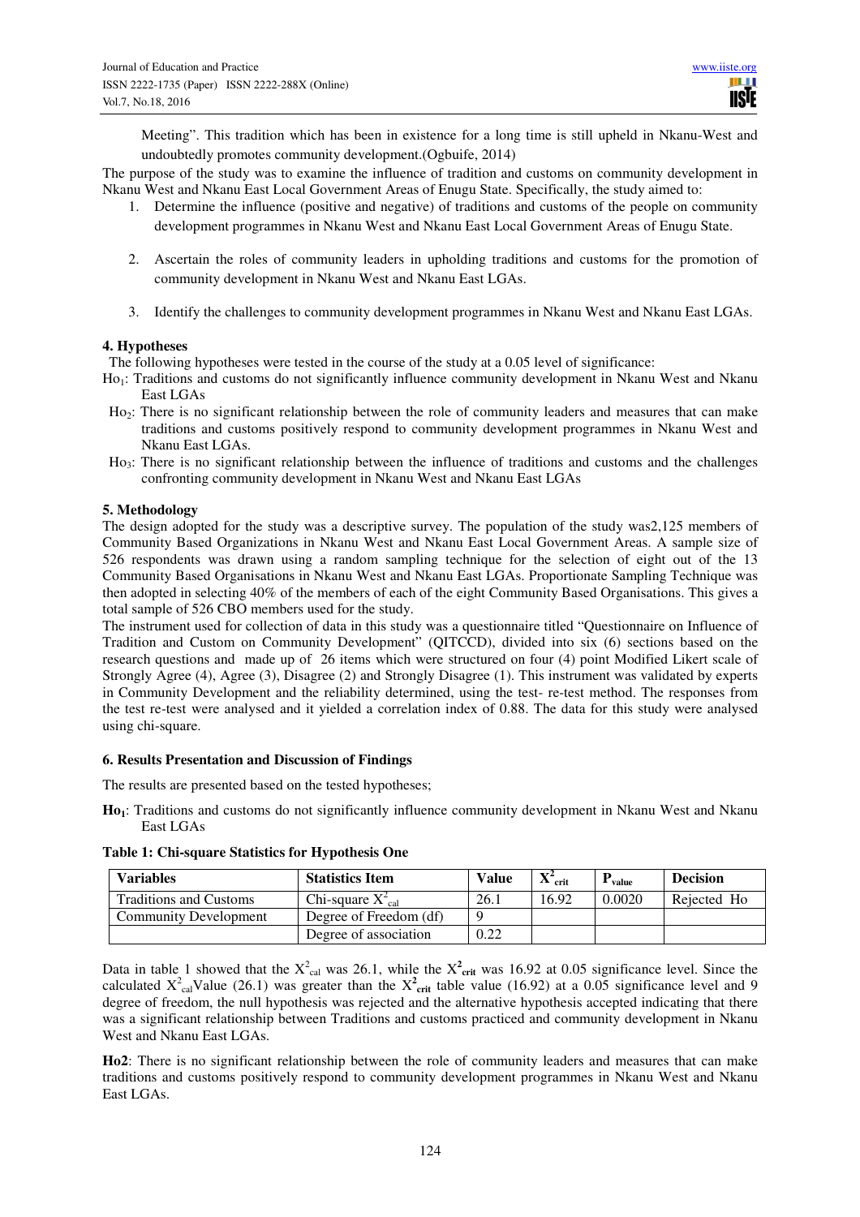Meeting". This tradition which has been in existence for a long time is still upheld in Nkanu-West and undoubtedly promotes community development.(Ogbuife, 2014)

The purpose of the study was to examine the influence of tradition and customs on community development in Nkanu West and Nkanu East Local Government Areas of Enugu State. Specifically, the study aimed to:

1. Determine the influence (positive and negative) of traditions and customs of the people on community development programmes in Nkanu West and Nkanu East Local Government Areas of Enugu State.

2. Ascertain the roles of community leaders in upholding traditions and customs for the promotion of community development in Nkanu West and Nkanu East LGAs.

3. Identify the challenges to community development programmes in Nkanu West and Nkanu East LGAs.

## 4. Hypotheses

The following hypotheses were tested in the course of the study at a 0.05 level of significance:

$Ho_1$: Traditions and customs do not significantly influence community development in Nkanu West and Nkanu East LGAs

$Ho_2$: There is no significant relationship between the role of community leaders and measures that can make traditions and customs positively respond to community development programmes in Nkanu West and Nkanu East LGAs.

$Ho_3$: There is no significant relationship between the influence of traditions and customs and the challenges confronting community development in Nkanu West and Nkanu East LGAs

## 5. Methodology

The design adopted for the study was a descriptive survey. The population of the study was2,125 members of Community Based Organizations in Nkanu West and Nkanu East Local Government Areas. A sample size of 526 respondents was drawn using a random sampling technique for the selection of eight out of the 13 Community Based Organisations in Nkanu West and Nkanu East LGAs. Proportionate Sampling Technique was then adopted in selecting 40% of the members of each of the eight Community Based Organisations. This gives a total sample of 526 CBO members used for the study.

The instrument used for collection of data in this study was a questionnaire titled "Questionnaire on Influence of Tradition and Custom on Community Development" (QITCCD), divided into six (6) sections based on the research questions and made up of 26 items which were structured on four (4) point Modified Likert scale of Strongly Agree (4), Agree (3), Disagree (2) and Strongly Disagree (1). This instrument was validated by experts in Community Development and the reliability determined, using the test- re-test method. The responses from the test re-test were analysed and it yielded a correlation index of 0.88. The data for this study were analysed using chi-square.

## 6. Results Presentation and Discussion of Findings

The results are presented based on the tested hypotheses;

**$Ho_1$**: Traditions and customs do not significantly influence community development in Nkanu West and Nkanu East LGAs

**Table 1: Chi-square Statistics for Hypothesis One**

| Variables | Statistics Item | Value | $X^2_{crit}$ | $P_{value}$ | Decision |
|---|---|---|---|---|---|
| Traditions and Customs | Chi-square $X^2_{cal}$ | 26.1 | 16.92 | 0.0020 | Rejected Ho |
| Community Development | Degree of Freedom (df) | 9 | | | |
| | Degree of association | 0.22 | | | |

Data in table 1 showed that the $X^2_{cal}$ was 26.1, while the $X^2_{crit}$ was 16.92 at 0.05 significance level. Since the calculated $X^2_{cal}$Value (26.1) was greater than the $X^2_{crit}$ table value (16.92) at a 0.05 significance level and 9 degree of freedom, the null hypothesis was rejected and the alternative hypothesis accepted indicating that there was a significant relationship between Traditions and customs practiced and community development in Nkanu West and Nkanu East LGAs.

**Ho2**: There is no significant relationship between the role of community leaders and measures that can make traditions and customs positively respond to community development programmes in Nkanu West and Nkanu East LGAs.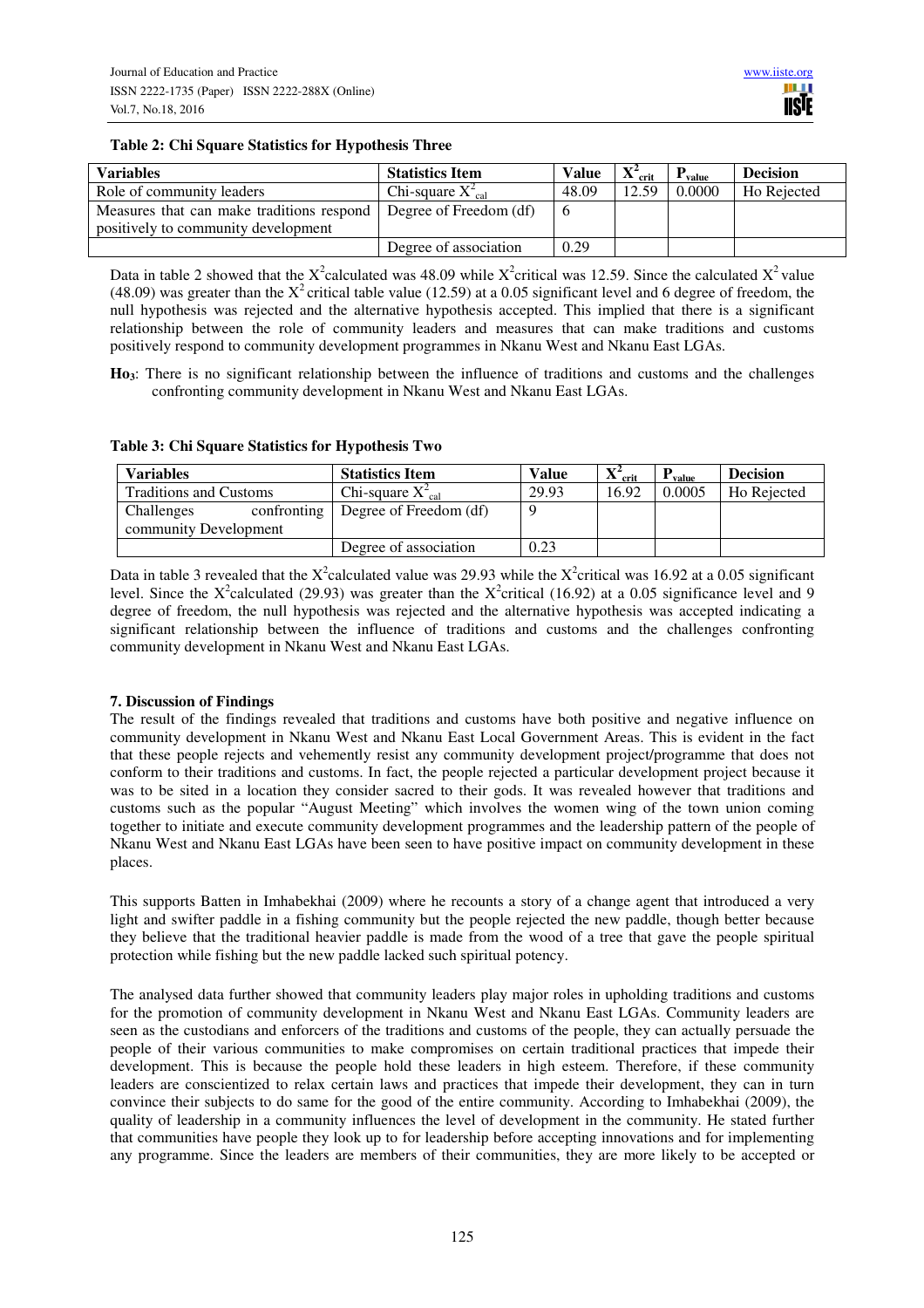**Table 2: Chi Square Statistics for Hypothesis Three**

| Variables | Statistics Item | Value | $X^2_{crit}$ | $P_{value}$ | Decision |
|---|---|---|---|---|---|
| Role of community leaders | Chi-square $X^2_{cal}$ | 48.09 | 12.59 | 0.0000 | Ho Rejected |
| Measures that can make traditions respond positively to community development | Degree of Freedom (df) | 6 | | | |
| | Degree of association | 0.29 | | | |

Data in table 2 showed that the $X^2$calculated was 48.09 while $X^2$critical was 12.59. Since the calculated $X^2$ value (48.09) was greater than the $X^2$ critical table value (12.59) at a 0.05 significant level and 6 degree of freedom, the null hypothesis was rejected and the alternative hypothesis accepted. This implied that there is a significant relationship between the role of community leaders and measures that can make traditions and customs positively respond to community development programmes in Nkanu West and Nkanu East LGAs.

**Ho$_3$**: There is no significant relationship between the influence of traditions and customs and the challenges confronting community development in Nkanu West and Nkanu East LGAs.

**Table 3: Chi Square Statistics for Hypothesis Two**

| Variables | Statistics Item | Value | $X^2_{crit}$ | $P_{value}$ | Decision |
|---|---|---|---|---|---|
| Traditions and Customs | Chi-square $X^2_{cal}$ | 29.93 | 16.92 | 0.0005 | Ho Rejected |
| Challenges confronting community Development | Degree of Freedom (df) | 9 | | | |
| | Degree of association | 0.23 | | | |

Data in table 3 revealed that the $X^2$calculated value was 29.93 while the $X^2$critical was 16.92 at a 0.05 significant level. Since the $X^2$calculated (29.93) was greater than the $X^2$critical (16.92) at a 0.05 significance level and 9 degree of freedom, the null hypothesis was rejected and the alternative hypothesis was accepted indicating a significant relationship between the influence of traditions and customs and the challenges confronting community development in Nkanu West and Nkanu East LGAs.

### 7. Discussion of Findings

The result of the findings revealed that traditions and customs have both positive and negative influence on community development in Nkanu West and Nkanu East Local Government Areas. This is evident in the fact that these people rejects and vehemently resist any community development project/programme that does not conform to their traditions and customs. In fact, the people rejected a particular development project because it was to be sited in a location they consider sacred to their gods. It was revealed however that traditions and customs such as the popular "August Meeting" which involves the women wing of the town union coming together to initiate and execute community development programmes and the leadership pattern of the people of Nkanu West and Nkanu East LGAs have been seen to have positive impact on community development in these places.

This supports Batten in Imhabekhai (2009) where he recounts a story of a change agent that introduced a very light and swifter paddle in a fishing community but the people rejected the new paddle, though better because they believe that the traditional heavier paddle is made from the wood of a tree that gave the people spiritual protection while fishing but the new paddle lacked such spiritual potency.

The analysed data further showed that community leaders play major roles in upholding traditions and customs for the promotion of community development in Nkanu West and Nkanu East LGAs. Community leaders are seen as the custodians and enforcers of the traditions and customs of the people, they can actually persuade the people of their various communities to make compromises on certain traditional practices that impede their development. This is because the people hold these leaders in high esteem. Therefore, if these community leaders are conscientized to relax certain laws and practices that impede their development, they can in turn convince their subjects to do same for the good of the entire community. According to Imhabekhai (2009), the quality of leadership in a community influences the level of development in the community. He stated further that communities have people they look up to for leadership before accepting innovations and for implementing any programme. Since the leaders are members of their communities, they are more likely to be accepted or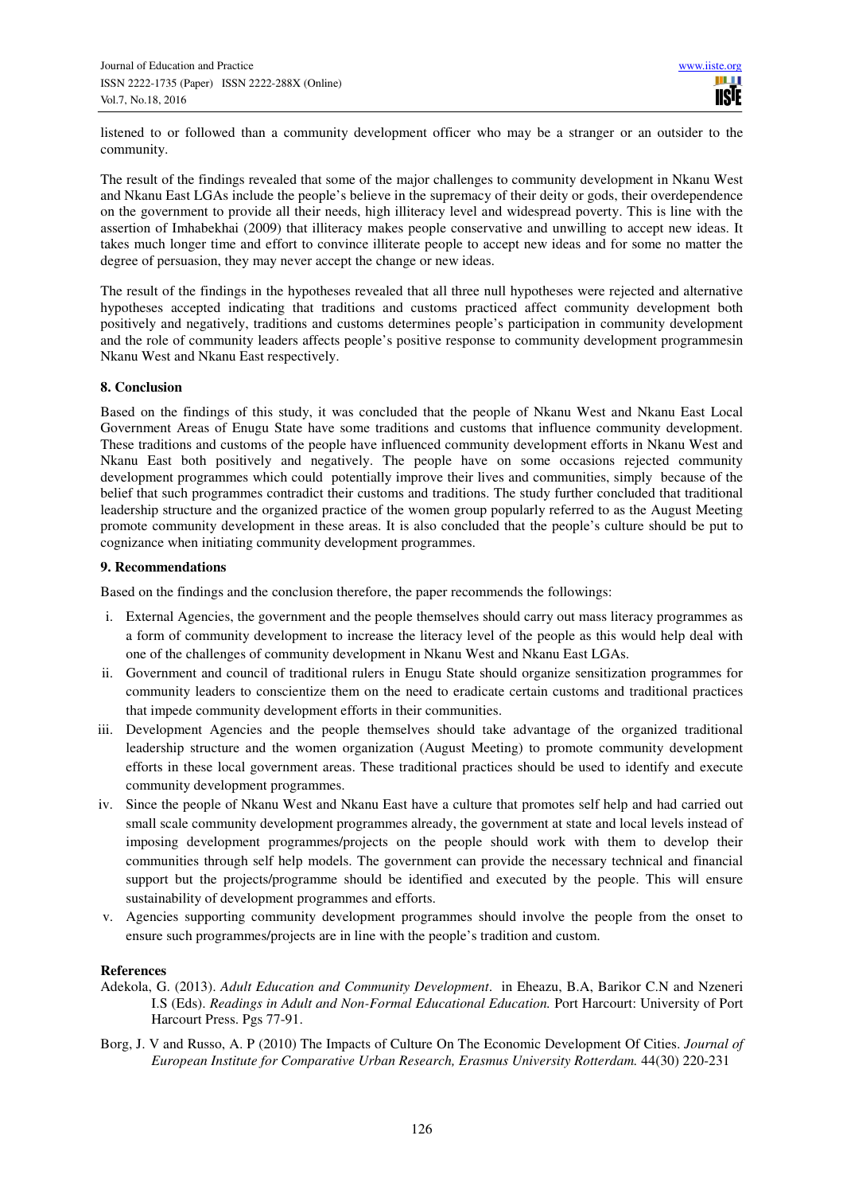listened to or followed than a community development officer who may be a stranger or an outsider to the community.

The result of the findings revealed that some of the major challenges to community development in Nkanu West and Nkanu East LGAs include the people's believe in the supremacy of their deity or gods, their overdependence on the government to provide all their needs, high illiteracy level and widespread poverty. This is line with the assertion of Imhabekhai (2009) that illiteracy makes people conservative and unwilling to accept new ideas. It takes much longer time and effort to convince illiterate people to accept new ideas and for some no matter the degree of persuasion, they may never accept the change or new ideas.

The result of the findings in the hypotheses revealed that all three null hypotheses were rejected and alternative hypotheses accepted indicating that traditions and customs practiced affect community development both positively and negatively, traditions and customs determines people's participation in community development and the role of community leaders affects people's positive response to community development programmesin Nkanu West and Nkanu East respectively.

## 8. Conclusion

Based on the findings of this study, it was concluded that the people of Nkanu West and Nkanu East Local Government Areas of Enugu State have some traditions and customs that influence community development. These traditions and customs of the people have influenced community development efforts in Nkanu West and Nkanu East both positively and negatively. The people have on some occasions rejected community development programmes which could potentially improve their lives and communities, simply because of the belief that such programmes contradict their customs and traditions. The study further concluded that traditional leadership structure and the organized practice of the women group popularly referred to as the August Meeting promote community development in these areas. It is also concluded that the people's culture should be put to cognizance when initiating community development programmes.

## 9. Recommendations

Based on the findings and the conclusion therefore, the paper recommends the followings:

i. External Agencies, the government and the people themselves should carry out mass literacy programmes as a form of community development to increase the literacy level of the people as this would help deal with one of the challenges of community development in Nkanu West and Nkanu East LGAs.

ii. Government and council of traditional rulers in Enugu State should organize sensitization programmes for community leaders to conscientize them on the need to eradicate certain customs and traditional practices that impede community development efforts in their communities.

iii. Development Agencies and the people themselves should take advantage of the organized traditional leadership structure and the women organization (August Meeting) to promote community development efforts in these local government areas. These traditional practices should be used to identify and execute community development programmes.

iv. Since the people of Nkanu West and Nkanu East have a culture that promotes self help and had carried out small scale community development programmes already, the government at state and local levels instead of imposing development programmes/projects on the people should work with them to develop their communities through self help models. The government can provide the necessary technical and financial support but the projects/programme should be identified and executed by the people. This will ensure sustainability of development programmes and efforts.

v. Agencies supporting community development programmes should involve the people from the onset to ensure such programmes/projects are in line with the people's tradition and custom.

## References

Adekola, G. (2013). *Adult Education and Community Development*. in Eheazu, B.A, Barikor C.N and Nzeneri I.S (Eds). *Readings in Adult and Non-Formal Educational Education.* Port Harcourt: University of Port Harcourt Press. Pgs 77-91.

Borg, J. V and Russo, A. P (2010) The Impacts of Culture On The Economic Development Of Cities. *Journal of European Institute for Comparative Urban Research, Erasmus University Rotterdam.* 44(30) 220-231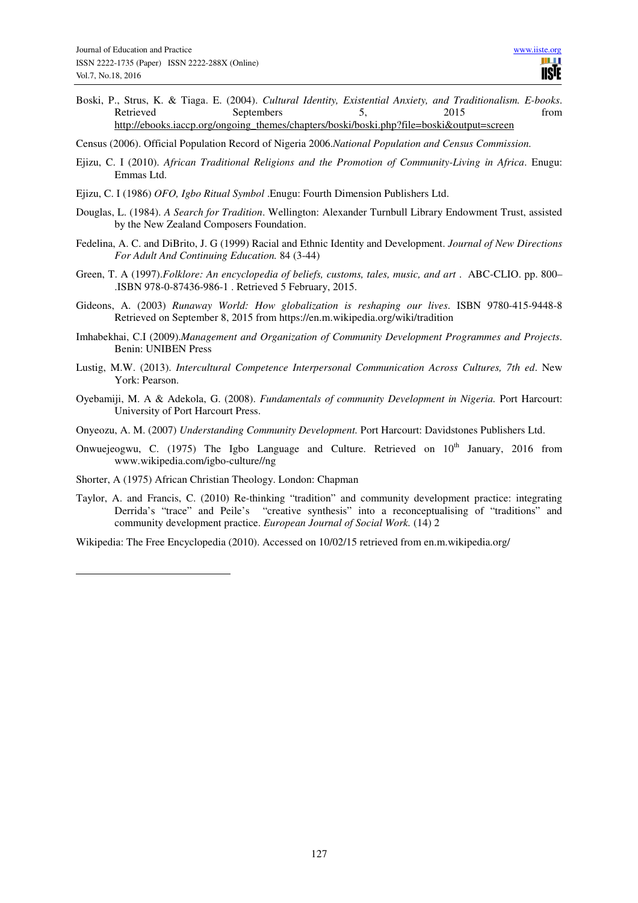Boski, P., Strus, K. & Tiaga. E. (2004). *Cultural Identity, Existential Anxiety, and Traditionalism. E-books*. Retrieved Septembers 5, 2015 from http://ebooks.iaccp.org/ongoing_themes/chapters/boski/boski.php?file=boski&output=screen

Census (2006). Official Population Record of Nigeria 2006.*National Population and Census Commission.*

Ejizu, C. I (2010). *African Traditional Religions and the Promotion of Community-Living in Africa*. Enugu: Emmas Ltd.

Ejizu, C. I (1986) *OFO, Igbo Ritual Symbol* .Enugu: Fourth Dimension Publishers Ltd.

Douglas, L. (1984). *A Search for Tradition*. Wellington: Alexander Turnbull Library Endowment Trust, assisted by the New Zealand Composers Foundation.

Fedelina, A. C. and DiBrito, J. G (1999) Racial and Ethnic Identity and Development. *Journal of New Directions For Adult And Continuing Education.* 84 (3-44)

Green, T. A (1997).*Folklore: An encyclopedia of beliefs, customs, tales, music, and art* . ABC-CLIO. pp. 800– .ISBN 978-0-87436-986-1 . Retrieved 5 February, 2015.

Gideons, A. (2003) *Runaway World: How globalization is reshaping our lives*. ISBN 9780-415-9448-8 Retrieved on September 8, 2015 from https://en.m.wikipedia.org/wiki/tradition

Imhabekhai, C.I (2009).*Management and Organization of Community Development Programmes and Projects*. Benin: UNIBEN Press

Lustig, M.W. (2013). *Intercultural Competence Interpersonal Communication Across Cultures, 7th ed*. New York: Pearson.

Oyebamiji, M. A & Adekola, G. (2008). *Fundamentals of community Development in Nigeria.* Port Harcourt: University of Port Harcourt Press.

Onyeozu, A. M. (2007) *Understanding Community Development.* Port Harcourt: Davidstones Publishers Ltd.

Onwuejeogwu, C. (1975) The Igbo Language and Culture. Retrieved on 10th January, 2016 from www.wikipedia.com/igbo-culture//ng

Shorter, A (1975) African Christian Theology. London: Chapman

Taylor, A. and Francis, C. (2010) Re-thinking "tradition" and community development practice: integrating Derrida's "trace" and Peile's "creative synthesis" into a reconceptualising of "traditions" and community development practice. *European Journal of Social Work.* (14) 2

Wikipedia: The Free Encyclopedia (2010). Accessed on 10/02/15 retrieved from en.m.wikipedia.org/